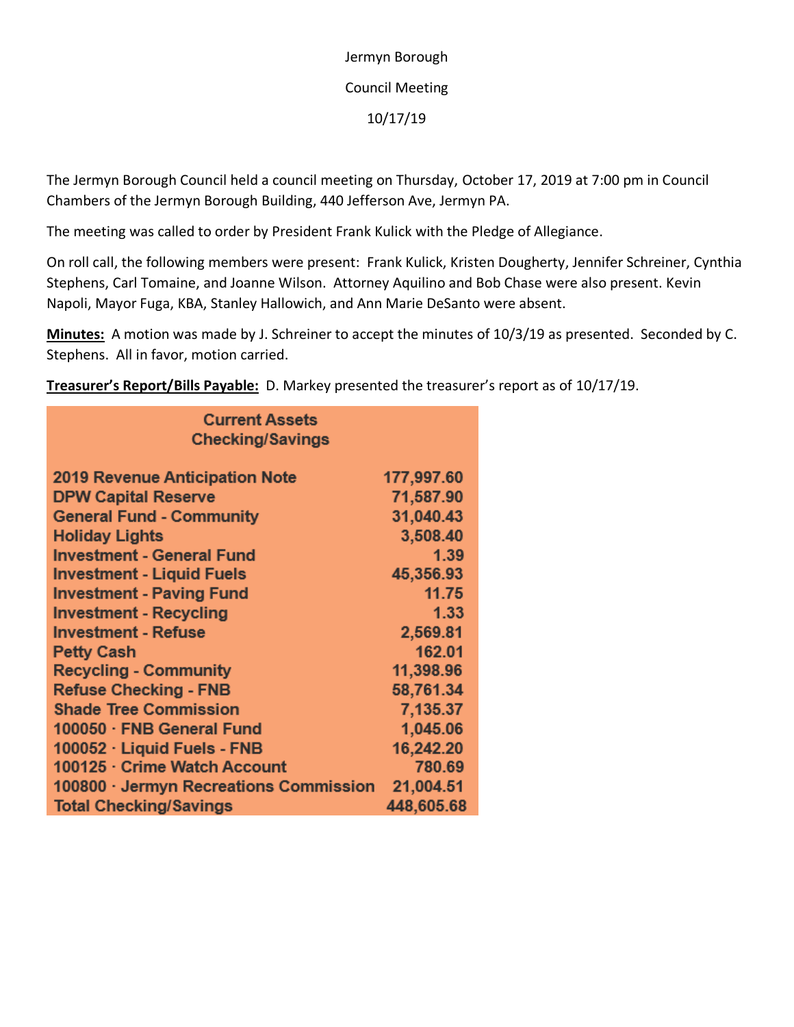Jermyn Borough

Council Meeting

10/17/19

The Jermyn Borough Council held a council meeting on Thursday, October 17, 2019 at 7:00 pm in Council Chambers of the Jermyn Borough Building, 440 Jefferson Ave, Jermyn PA.

The meeting was called to order by President Frank Kulick with the Pledge of Allegiance.

On roll call, the following members were present: Frank Kulick, Kristen Dougherty, Jennifer Schreiner, Cynthia Stephens, Carl Tomaine, and Joanne Wilson. Attorney Aquilino and Bob Chase were also present. Kevin Napoli, Mayor Fuga, KBA, Stanley Hallowich, and Ann Marie DeSanto were absent.

**Minutes:** A motion was made by J. Schreiner to accept the minutes of 10/3/19 as presented. Seconded by C. Stephens. All in favor, motion carried.

**Treasurer's Report/Bills Payable:** D. Markey presented the treasurer's report as of 10/17/19.

| Current Assets Checking/Savings | |
|---|---|
| 2019 Revenue Anticipation Note | 177,997.60 |
| DPW Capital Reserve | 71,587.90 |
| General Fund - Community | 31,040.43 |
| Holiday Lights | 3,508.40 |
| Investment - General Fund | 1.39 |
| Investment - Liquid Fuels | 45,356.93 |
| Investment - Paving Fund | 11.75 |
| Investment - Recycling | 1.33 |
| Investment - Refuse | 2,569.81 |
| Petty Cash | 162.01 |
| Recycling - Community | 11,398.96 |
| Refuse Checking - FNB | 58,761.34 |
| Shade Tree Commission | 7,135.37 |
| 100050 · FNB General Fund | 1,045.06 |
| 100052 · Liquid Fuels - FNB | 16,242.20 |
| 100125 · Crime Watch Account | 780.69 |
| 100800 · Jermyn Recreations Commission | 21,004.51 |
| Total Checking/Savings | 448,605.68 |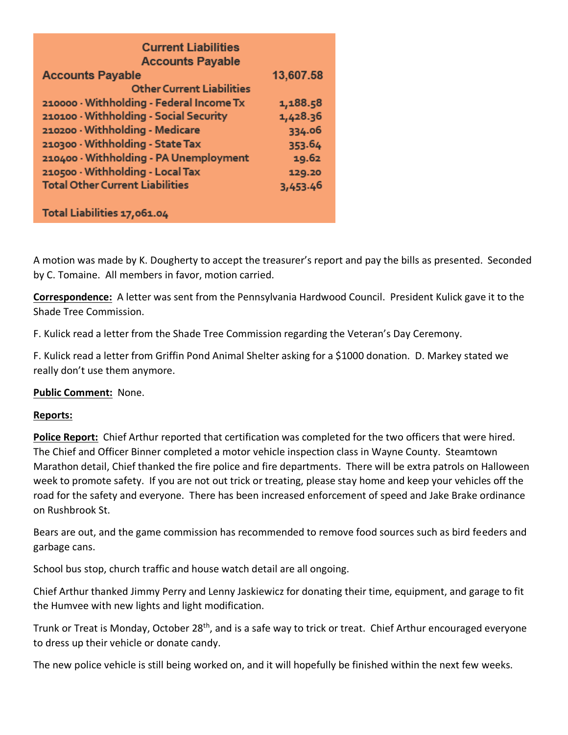| Current Liabilities | |
|---|---|
| Accounts Payable | |
| **Accounts Payable** | **13,607.58** |
| Other Current Liabilities | |
| 210000 · Withholding - Federal Income Tx | 1,188.58 |
| 210100 · Withholding - Social Security | 1,428.36 |
| 210200 · Withholding - Medicare | 334.06 |
| 210300 · Withholding - State Tax | 353.64 |
| 210400 · Withholding - PA Unemployment | 19.62 |
| 210500 · Withholding - Local Tax | 129.20 |
| **Total Other Current Liabilities** | **3,453.46** |
| **Total Liabilities 17,061.04** | |

A motion was made by K. Dougherty to accept the treasurer's report and pay the bills as presented. Seconded by C. Tomaine. All members in favor, motion carried.

**Correspondence:** A letter was sent from the Pennsylvania Hardwood Council. President Kulick gave it to the Shade Tree Commission.

F. Kulick read a letter from the Shade Tree Commission regarding the Veteran's Day Ceremony.

F. Kulick read a letter from Griffin Pond Animal Shelter asking for a $1000 donation. D. Markey stated we really don't use them anymore.

**Public Comment:** None.

**Reports:**

**Police Report:** Chief Arthur reported that certification was completed for the two officers that were hired. The Chief and Officer Binner completed a motor vehicle inspection class in Wayne County. Steamtown Marathon detail, Chief thanked the fire police and fire departments. There will be extra patrols on Halloween week to promote safety. If you are not out trick or treating, please stay home and keep your vehicles off the road for the safety and everyone. There has been increased enforcement of speed and Jake Brake ordinance on Rushbrook St.

Bears are out, and the game commission has recommended to remove food sources such as bird feeders and garbage cans.

School bus stop, church traffic and house watch detail are all ongoing.

Chief Arthur thanked Jimmy Perry and Lenny Jaskiewicz for donating their time, equipment, and garage to fit the Humvee with new lights and light modification.

Trunk or Treat is Monday, October 28th, and is a safe way to trick or treat. Chief Arthur encouraged everyone to dress up their vehicle or donate candy.

The new police vehicle is still being worked on, and it will hopefully be finished within the next few weeks.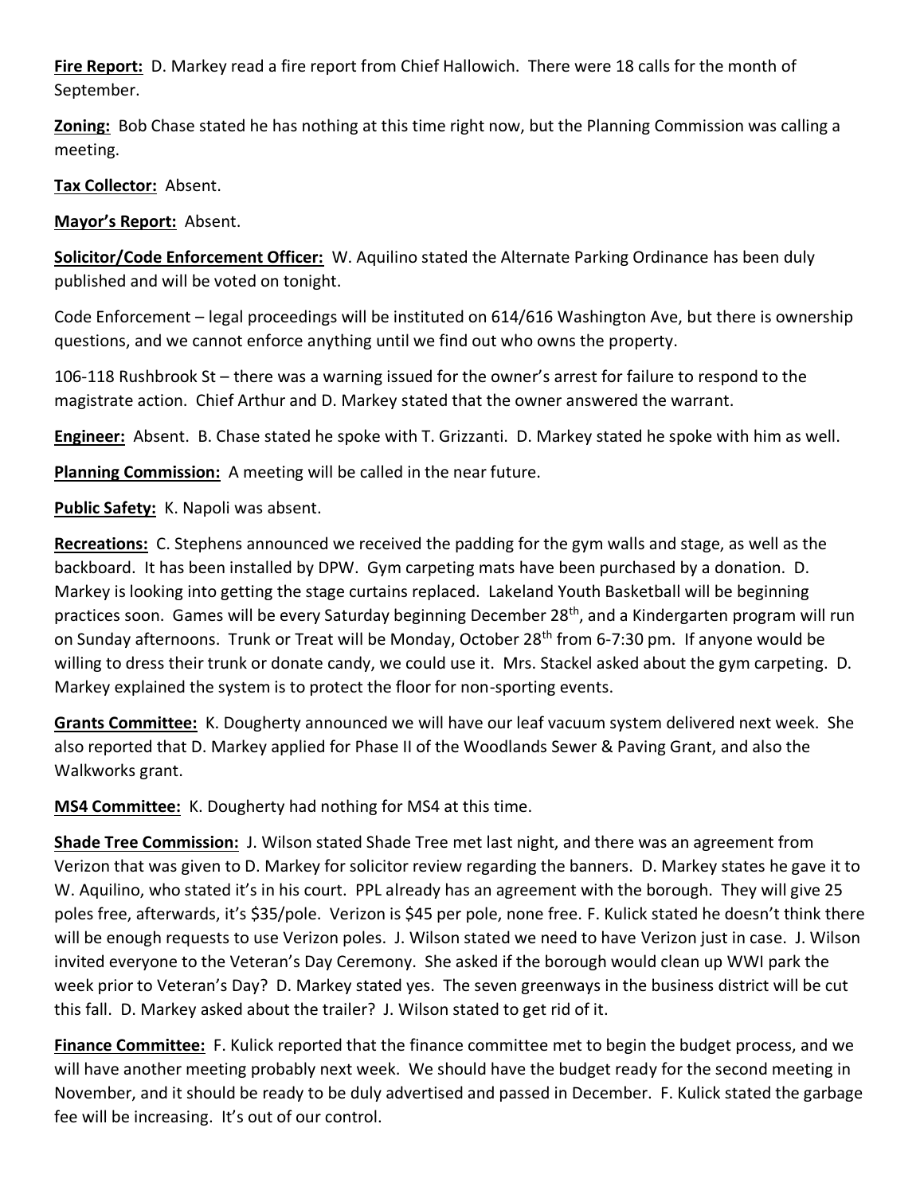**Fire Report:** D. Markey read a fire report from Chief Hallowich. There were 18 calls for the month of September.

**Zoning:** Bob Chase stated he has nothing at this time right now, but the Planning Commission was calling a meeting.

**Tax Collector:** Absent.

**Mayor's Report:** Absent.

**Solicitor/Code Enforcement Officer:** W. Aquilino stated the Alternate Parking Ordinance has been duly published and will be voted on tonight.

Code Enforcement – legal proceedings will be instituted on 614/616 Washington Ave, but there is ownership questions, and we cannot enforce anything until we find out who owns the property.

106-118 Rushbrook St – there was a warning issued for the owner's arrest for failure to respond to the magistrate action. Chief Arthur and D. Markey stated that the owner answered the warrant.

**Engineer:** Absent. B. Chase stated he spoke with T. Grizzanti. D. Markey stated he spoke with him as well.

**Planning Commission:** A meeting will be called in the near future.

**Public Safety:** K. Napoli was absent.

**Recreations:** C. Stephens announced we received the padding for the gym walls and stage, as well as the backboard. It has been installed by DPW. Gym carpeting mats have been purchased by a donation. D. Markey is looking into getting the stage curtains replaced. Lakeland Youth Basketball will be beginning practices soon. Games will be every Saturday beginning December 28th, and a Kindergarten program will run on Sunday afternoons. Trunk or Treat will be Monday, October 28th from 6-7:30 pm. If anyone would be willing to dress their trunk or donate candy, we could use it. Mrs. Stackel asked about the gym carpeting. D. Markey explained the system is to protect the floor for non-sporting events.

**Grants Committee:** K. Dougherty announced we will have our leaf vacuum system delivered next week. She also reported that D. Markey applied for Phase II of the Woodlands Sewer & Paving Grant, and also the Walkworks grant.

**MS4 Committee:** K. Dougherty had nothing for MS4 at this time.

**Shade Tree Commission:** J. Wilson stated Shade Tree met last night, and there was an agreement from Verizon that was given to D. Markey for solicitor review regarding the banners. D. Markey states he gave it to W. Aquilino, who stated it's in his court. PPL already has an agreement with the borough. They will give 25 poles free, afterwards, it's $35/pole. Verizon is $45 per pole, none free. F. Kulick stated he doesn't think there will be enough requests to use Verizon poles. J. Wilson stated we need to have Verizon just in case. J. Wilson invited everyone to the Veteran's Day Ceremony. She asked if the borough would clean up WWI park the week prior to Veteran's Day? D. Markey stated yes. The seven greenways in the business district will be cut this fall. D. Markey asked about the trailer? J. Wilson stated to get rid of it.

**Finance Committee:** F. Kulick reported that the finance committee met to begin the budget process, and we will have another meeting probably next week. We should have the budget ready for the second meeting in November, and it should be ready to be duly advertised and passed in December. F. Kulick stated the garbage fee will be increasing. It's out of our control.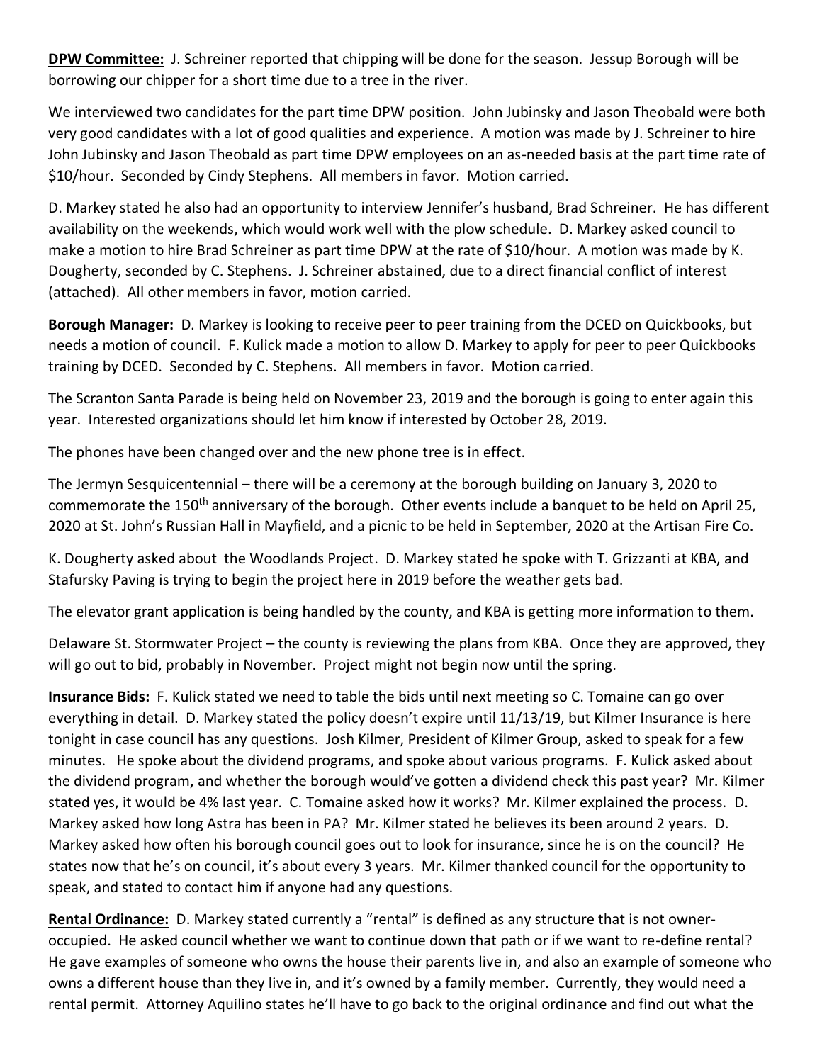**DPW Committee:** J. Schreiner reported that chipping will be done for the season. Jessup Borough will be borrowing our chipper for a short time due to a tree in the river.

We interviewed two candidates for the part time DPW position. John Jubinsky and Jason Theobald were both very good candidates with a lot of good qualities and experience. A motion was made by J. Schreiner to hire John Jubinsky and Jason Theobald as part time DPW employees on an as-needed basis at the part time rate of $10/hour. Seconded by Cindy Stephens. All members in favor. Motion carried.

D. Markey stated he also had an opportunity to interview Jennifer's husband, Brad Schreiner. He has different availability on the weekends, which would work well with the plow schedule. D. Markey asked council to make a motion to hire Brad Schreiner as part time DPW at the rate of $10/hour. A motion was made by K. Dougherty, seconded by C. Stephens. J. Schreiner abstained, due to a direct financial conflict of interest (attached). All other members in favor, motion carried.

**Borough Manager:** D. Markey is looking to receive peer to peer training from the DCED on Quickbooks, but needs a motion of council. F. Kulick made a motion to allow D. Markey to apply for peer to peer Quickbooks training by DCED. Seconded by C. Stephens. All members in favor. Motion carried.

The Scranton Santa Parade is being held on November 23, 2019 and the borough is going to enter again this year. Interested organizations should let him know if interested by October 28, 2019.

The phones have been changed over and the new phone tree is in effect.

The Jermyn Sesquicentennial – there will be a ceremony at the borough building on January 3, 2020 to commemorate the 150th anniversary of the borough. Other events include a banquet to be held on April 25, 2020 at St. John's Russian Hall in Mayfield, and a picnic to be held in September, 2020 at the Artisan Fire Co.

K. Dougherty asked about the Woodlands Project. D. Markey stated he spoke with T. Grizzanti at KBA, and Stafursky Paving is trying to begin the project here in 2019 before the weather gets bad.

The elevator grant application is being handled by the county, and KBA is getting more information to them.

Delaware St. Stormwater Project – the county is reviewing the plans from KBA. Once they are approved, they will go out to bid, probably in November. Project might not begin now until the spring.

**Insurance Bids:** F. Kulick stated we need to table the bids until next meeting so C. Tomaine can go over everything in detail. D. Markey stated the policy doesn't expire until 11/13/19, but Kilmer Insurance is here tonight in case council has any questions. Josh Kilmer, President of Kilmer Group, asked to speak for a few minutes. He spoke about the dividend programs, and spoke about various programs. F. Kulick asked about the dividend program, and whether the borough would've gotten a dividend check this past year? Mr. Kilmer stated yes, it would be 4% last year. C. Tomaine asked how it works? Mr. Kilmer explained the process. D. Markey asked how long Astra has been in PA? Mr. Kilmer stated he believes its been around 2 years. D. Markey asked how often his borough council goes out to look for insurance, since he is on the council? He states now that he's on council, it's about every 3 years. Mr. Kilmer thanked council for the opportunity to speak, and stated to contact him if anyone had any questions.

**Rental Ordinance:** D. Markey stated currently a "rental" is defined as any structure that is not owner-occupied. He asked council whether we want to continue down that path or if we want to re-define rental? He gave examples of someone who owns the house their parents live in, and also an example of someone who owns a different house than they live in, and it's owned by a family member. Currently, they would need a rental permit. Attorney Aquilino states he'll have to go back to the original ordinance and find out what the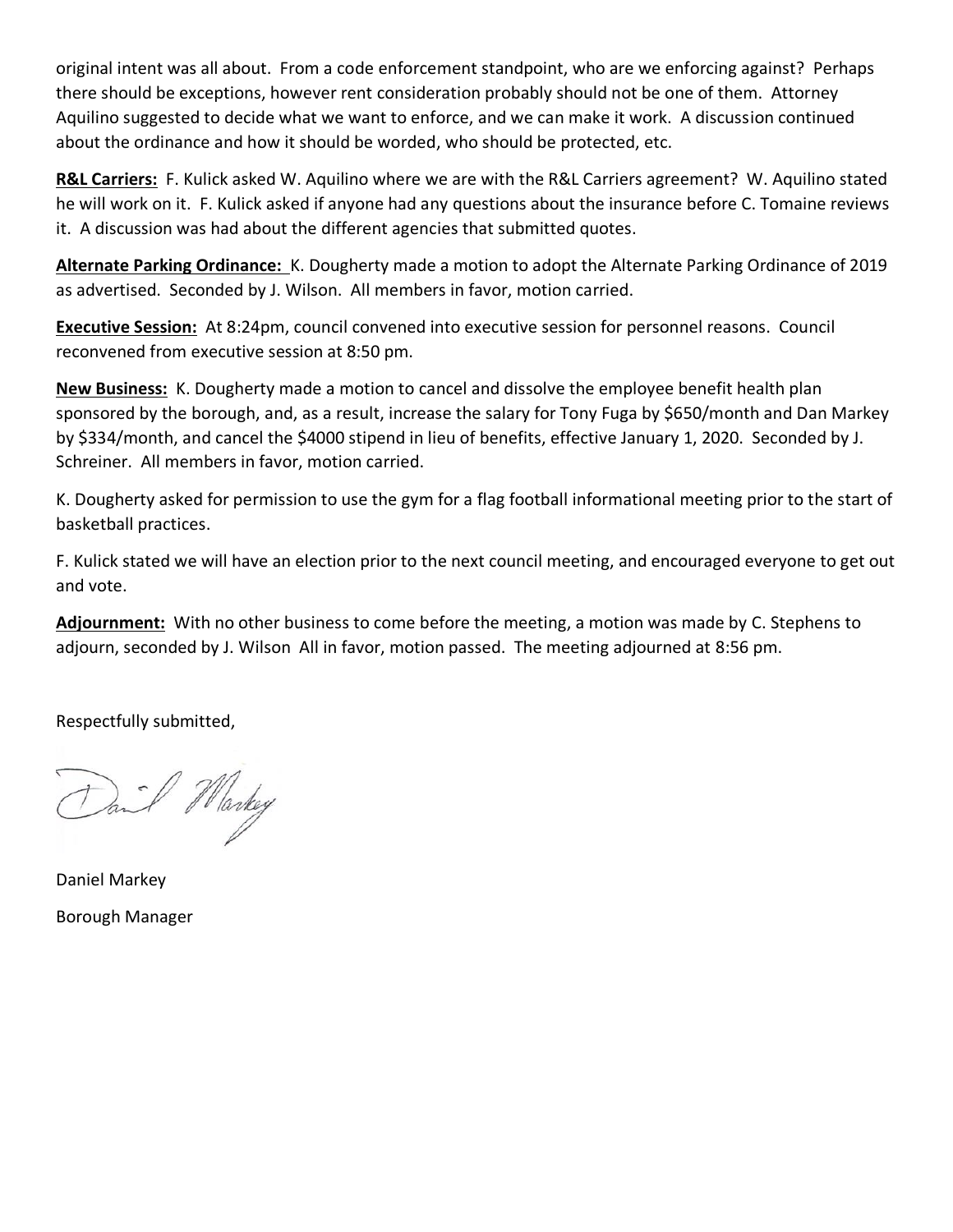original intent was all about. From a code enforcement standpoint, who are we enforcing against? Perhaps there should be exceptions, however rent consideration probably should not be one of them. Attorney Aquilino suggested to decide what we want to enforce, and we can make it work. A discussion continued about the ordinance and how it should be worded, who should be protected, etc.

**R&L Carriers:** F. Kulick asked W. Aquilino where we are with the R&L Carriers agreement? W. Aquilino stated he will work on it. F. Kulick asked if anyone had any questions about the insurance before C. Tomaine reviews it. A discussion was had about the different agencies that submitted quotes.

**Alternate Parking Ordinance:** K. Dougherty made a motion to adopt the Alternate Parking Ordinance of 2019 as advertised. Seconded by J. Wilson. All members in favor, motion carried.

**Executive Session:** At 8:24pm, council convened into executive session for personnel reasons. Council reconvened from executive session at 8:50 pm.

**New Business:** K. Dougherty made a motion to cancel and dissolve the employee benefit health plan sponsored by the borough, and, as a result, increase the salary for Tony Fuga by $650/month and Dan Markey by $334/month, and cancel the $4000 stipend in lieu of benefits, effective January 1, 2020. Seconded by J. Schreiner. All members in favor, motion carried.

K. Dougherty asked for permission to use the gym for a flag football informational meeting prior to the start of basketball practices.

F. Kulick stated we will have an election prior to the next council meeting, and encouraged everyone to get out and vote.

**Adjournment:** With no other business to come before the meeting, a motion was made by C. Stephens to adjourn, seconded by J. Wilson All in favor, motion passed. The meeting adjourned at 8:56 pm.

Respectfully submitted,

Daniel Markey

Daniel Markey

Borough Manager